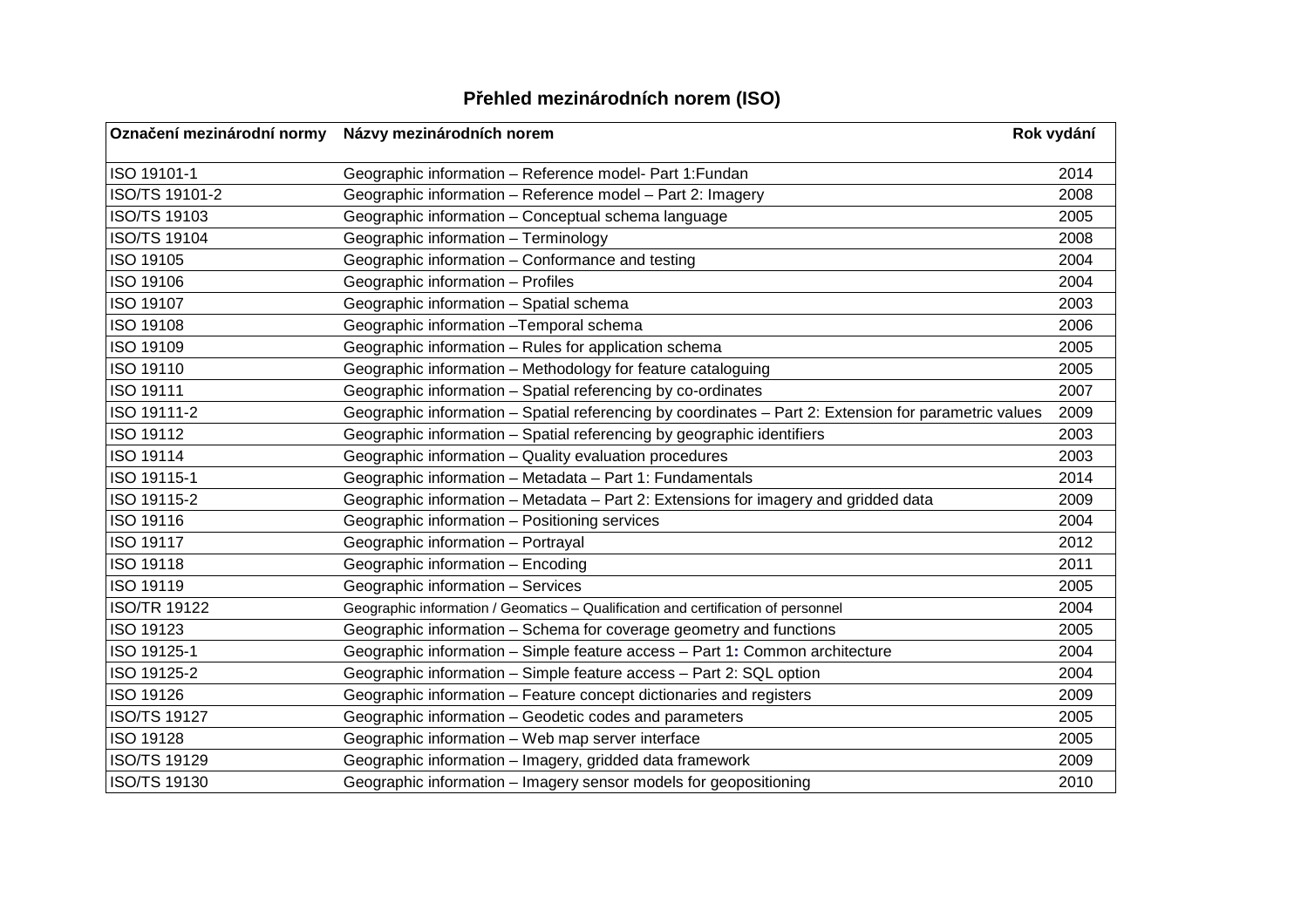# Přehled mezinárodních norem (ISO)

| Označení mezinárodní normy | Názvy mezinárodních norem | Rok vydání |
|---|---|---|
| ISO 19101-1 | Geographic information – Reference model- Part 1:Fundan | 2014 |
| ISO/TS 19101-2 | Geographic information – Reference model – Part 2: Imagery | 2008 |
| ISO/TS 19103 | Geographic information – Conceptual schema language | 2005 |
| ISO/TS 19104 | Geographic information – Terminology | 2008 |
| ISO 19105 | Geographic information – Conformance and testing | 2004 |
| ISO 19106 | Geographic information – Profiles | 2004 |
| ISO 19107 | Geographic information – Spatial schema | 2003 |
| ISO 19108 | Geographic information –Temporal schema | 2006 |
| ISO 19109 | Geographic information – Rules for application schema | 2005 |
| ISO 19110 | Geographic information – Methodology for feature cataloguing | 2005 |
| ISO 19111 | Geographic information – Spatial referencing by co-ordinates | 2007 |
| ISO 19111-2 | Geographic information – Spatial referencing by coordinates – Part 2: Extension for parametric values | 2009 |
| ISO 19112 | Geographic information – Spatial referencing by geographic identifiers | 2003 |
| ISO 19114 | Geographic information – Quality evaluation procedures | 2003 |
| ISO 19115-1 | Geographic information – Metadata – Part 1: Fundamentals | 2014 |
| ISO 19115-2 | Geographic information – Metadata – Part 2: Extensions for imagery and gridded data | 2009 |
| ISO 19116 | Geographic information – Positioning services | 2004 |
| ISO 19117 | Geographic information – Portrayal | 2012 |
| ISO 19118 | Geographic information – Encoding | 2011 |
| ISO 19119 | Geographic information – Services | 2005 |
| ISO/TR 19122 | Geographic information / Geomatics – Qualification and certification of personnel | 2004 |
| ISO 19123 | Geographic information – Schema for coverage geometry and functions | 2005 |
| ISO 19125-1 | Geographic information – Simple feature access – Part 1: Common architecture | 2004 |
| ISO 19125-2 | Geographic information – Simple feature access – Part 2: SQL option | 2004 |
| ISO 19126 | Geographic information – Feature concept dictionaries and registers | 2009 |
| ISO/TS 19127 | Geographic information – Geodetic codes and parameters | 2005 |
| ISO 19128 | Geographic information – Web map server interface | 2005 |
| ISO/TS 19129 | Geographic information – Imagery, gridded data framework | 2009 |
| ISO/TS 19130 | Geographic information – Imagery sensor models for geopositioning | 2010 |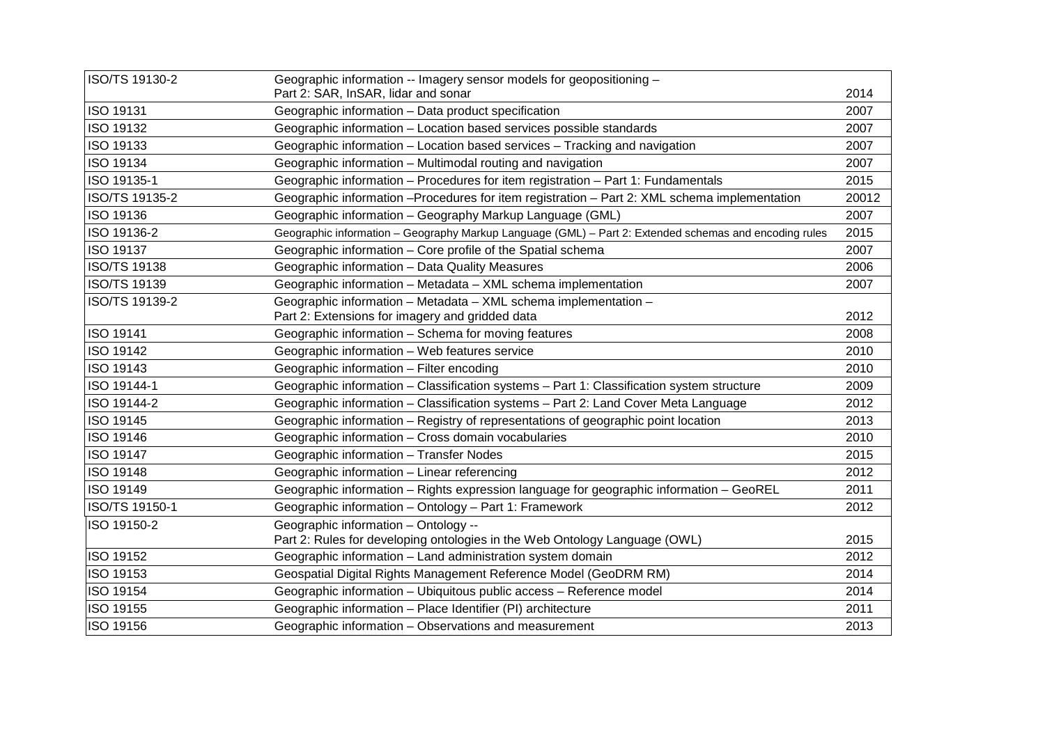| ISO/TS 19130-2 | Geographic information -- Imagery sensor models for geopositioning – Part 2: SAR, InSAR, lidar and sonar | 2014 |
|---|---|---|
| ISO 19131 | Geographic information – Data product specification | 2007 |
| ISO 19132 | Geographic information – Location based services possible standards | 2007 |
| ISO 19133 | Geographic information – Location based services – Tracking and navigation | 2007 |
| ISO 19134 | Geographic information – Multimodal routing and navigation | 2007 |
| ISO 19135-1 | Geographic information – Procedures for item registration – Part 1: Fundamentals | 2015 |
| ISO/TS 19135-2 | Geographic information –Procedures for item registration – Part 2: XML schema implementation | 20012 |
| ISO 19136 | Geographic information – Geography Markup Language (GML) | 2007 |
| ISO 19136-2 | Geographic information – Geography Markup Language (GML) – Part 2: Extended schemas and encoding rules | 2015 |
| ISO 19137 | Geographic information – Core profile of the Spatial schema | 2007 |
| ISO/TS 19138 | Geographic information – Data Quality Measures | 2006 |
| ISO/TS 19139 | Geographic information – Metadata – XML schema implementation | 2007 |
| ISO/TS 19139-2 | Geographic information – Metadata – XML schema implementation – Part 2: Extensions for imagery and gridded data | 2012 |
| ISO 19141 | Geographic information – Schema for moving features | 2008 |
| ISO 19142 | Geographic information – Web features service | 2010 |
| ISO 19143 | Geographic information – Filter encoding | 2010 |
| ISO 19144-1 | Geographic information – Classification systems – Part 1: Classification system structure | 2009 |
| ISO 19144-2 | Geographic information – Classification systems – Part 2: Land Cover Meta Language | 2012 |
| ISO 19145 | Geographic information – Registry of representations of geographic point location | 2013 |
| ISO 19146 | Geographic information – Cross domain vocabularies | 2010 |
| ISO 19147 | Geographic information – Transfer Nodes | 2015 |
| ISO 19148 | Geographic information – Linear referencing | 2012 |
| ISO 19149 | Geographic information – Rights expression language for geographic information – GeoREL | 2011 |
| ISO/TS 19150-1 | Geographic information – Ontology – Part 1: Framework | 2012 |
| ISO 19150-2 | Geographic information – Ontology -- Part 2: Rules for developing ontologies in the Web Ontology Language (OWL) | 2015 |
| ISO 19152 | Geographic information – Land administration system domain | 2012 |
| ISO 19153 | Geospatial Digital Rights Management Reference Model (GeoDRM RM) | 2014 |
| ISO 19154 | Geographic information – Ubiquitous public access – Reference model | 2014 |
| ISO 19155 | Geographic information – Place Identifier (PI) architecture | 2011 |
| ISO 19156 | Geographic information – Observations and measurement | 2013 |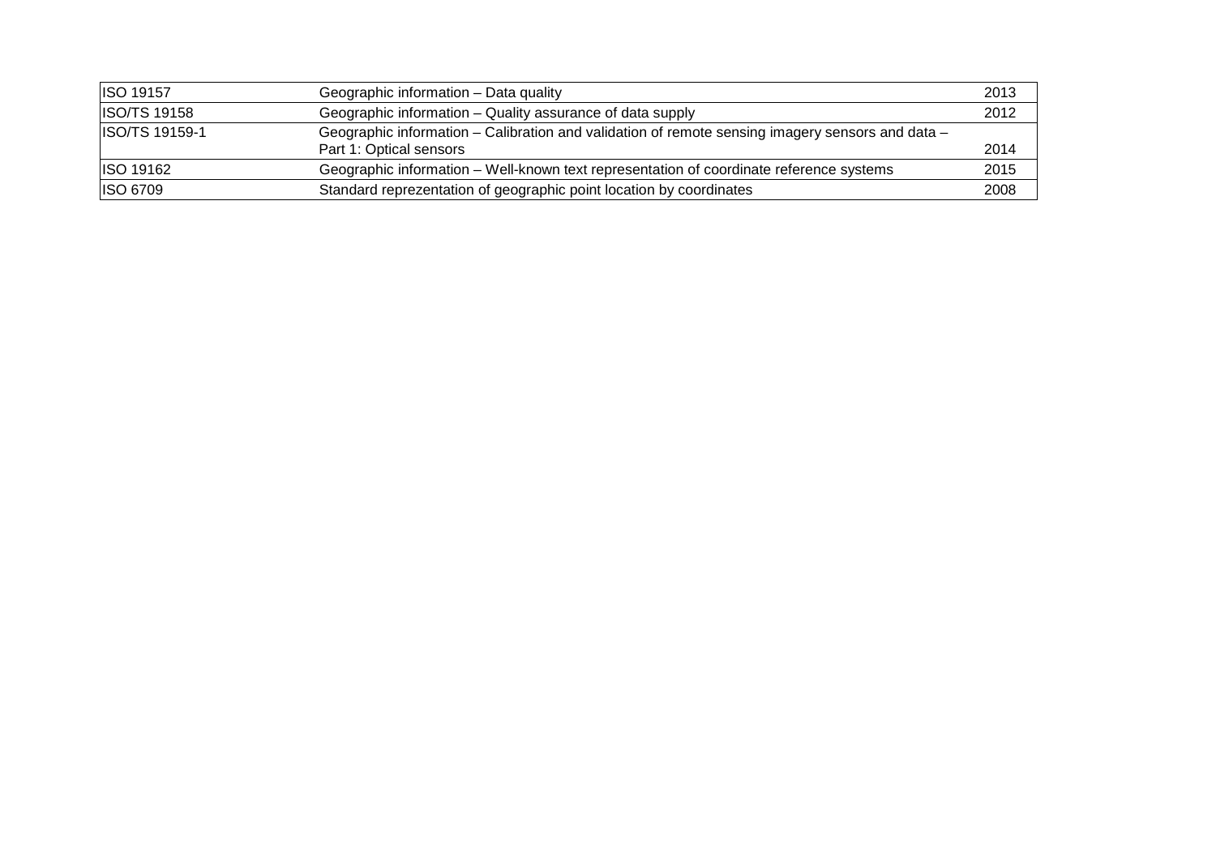| ISO 19157 | Geographic information – Data quality | 2013 |
|---|---|---|
| ISO/TS 19158 | Geographic information – Quality assurance of data supply | 2012 |
| ISO/TS 19159-1 | Geographic information – Calibration and validation of remote sensing imagery sensors and data – Part 1: Optical sensors | 2014 |
| ISO 19162 | Geographic information – Well-known text representation of coordinate reference systems | 2015 |
| ISO 6709 | Standard reprezentation of geographic point location by coordinates | 2008 |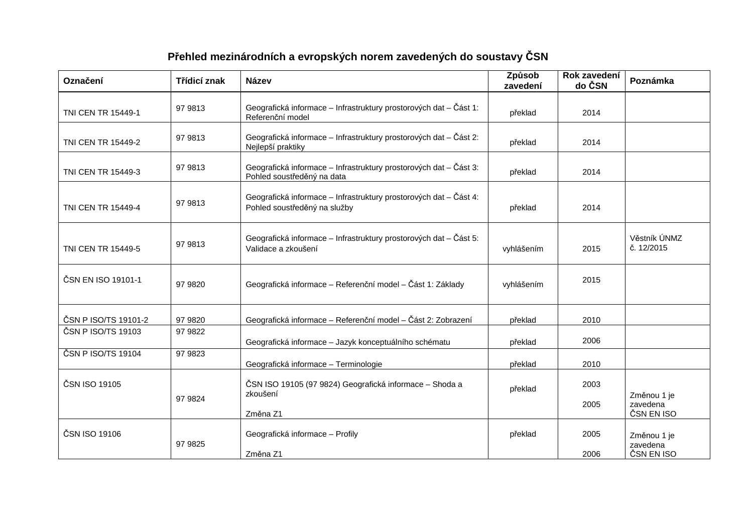**Přehled mezinárodních a evropských norem zavedených do soustavy ČSN**

| Označení | Třídicí znak | Název | Způsob zavedení | Rok zavedení do ČSN | Poznámka |
|---|---|---|---|---|---|
| TNI CEN TR 15449-1 | 97 9813 | Geografická informace – Infrastruktury prostorových dat – Část 1: Referenční model | překlad | 2014 | |
| TNI CEN TR 15449-2 | 97 9813 | Geografická informace – Infrastruktury prostorových dat – Část 2: Nejlepší praktiky | překlad | 2014 | |
| TNI CEN TR 15449-3 | 97 9813 | Geografická informace – Infrastruktury prostorových dat – Část 3: Pohled soustředěný na data | překlad | 2014 | |
| TNI CEN TR 15449-4 | 97 9813 | Geografická informace – Infrastruktury prostorových dat – Část 4: Pohled soustředěný na služby | překlad | 2014 | |
| TNI CEN TR 15449-5 | 97 9813 | Geografická informace – Infrastruktury prostorových dat – Část 5: Validace a zkoušení | vyhlášením | 2015 | Věstník ÚNMZ č. 12/2015 |
| ČSN EN ISO 19101-1 | 97 9820 | Geografická informace – Referenční model – Část 1: Základy | vyhlášením | 2015 | |
| ČSN P ISO/TS 19101-2 | 97 9820 | Geografická informace – Referenční model – Část 2: Zobrazení | překlad | 2010 | |
| ČSN P ISO/TS 19103 | 97 9822 | Geografická informace – Jazyk konceptuálního schématu | překlad | 2006 | |
| ČSN P ISO/TS 19104 | 97 9823 | Geografická informace – Terminologie | překlad | 2010 | |
| ČSN ISO 19105 | 97 9824 | ČSN ISO 19105 (97 9824) Geografická informace – Shoda a zkoušení<br><br>Změna Z1 | překlad | 2003<br><br>2005 | Změnou 1 je zavedena ČSN EN ISO |
| ČSN ISO 19106 | 97 9825 | Geografická informace – Profily<br><br>Změna Z1 | překlad | 2005<br><br>2006 | Změnou 1 je zavedena ČSN EN ISO |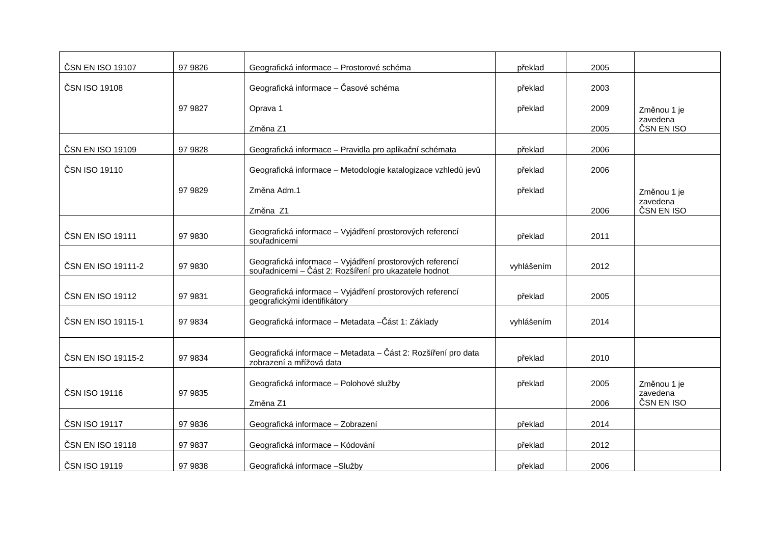| ČSN EN ISO 19107 | 97 9826 | Geografická informace – Prostorové schéma | překlad | 2005 | |
|---|---|---|---|---|---|
| ČSN ISO 19108 | 97 9827 | Geografická informace – Časové schéma<br>Oprava 1<br>Změna Z1 | překlad<br>překlad | 2003<br>2009<br>2005 | Změnou 1 je zavedena ČSN EN ISO |
| ČSN EN ISO 19109 | 97 9828 | Geografická informace – Pravidla pro aplikační schémata | překlad | 2006 | |
| ČSN ISO 19110 | 97 9829 | Geografická informace – Metodologie katalogizace vzhledů jevů<br>Změna Adm.1<br>Změna Z1 | překlad<br>překlad | 2006<br><br>2006 | Změnou 1 je zavedena ČSN EN ISO |
| ČSN EN ISO 19111 | 97 9830 | Geografická informace – Vyjádření prostorových referencí souřadnicemi | překlad | 2011 | |
| ČSN EN ISO 19111-2 | 97 9830 | Geografická informace – Vyjádření prostorových referencí souřadnicemi – Část 2: Rozšíření pro ukazatele hodnot | vyhlášením | 2012 | |
| ČSN EN ISO 19112 | 97 9831 | Geografická informace – Vyjádření prostorových referencí geografickými identifikátory | překlad | 2005 | |
| ČSN EN ISO 19115-1 | 97 9834 | Geografická informace – Metadata –Část 1: Základy | vyhlášením | 2014 | |
| ČSN EN ISO 19115-2 | 97 9834 | Geografická informace – Metadata – Část 2: Rozšíření pro data zobrazení a mřížová data | překlad | 2010 | |
| ČSN ISO 19116 | 97 9835 | Geografická informace – Polohové služby<br>Změna Z1 | překlad | 2005<br>2006 | Změnou 1 je zavedena ČSN EN ISO |
| ČSN ISO 19117 | 97 9836 | Geografická informace – Zobrazení | překlad | 2014 | |
| ČSN EN ISO 19118 | 97 9837 | Geografická informace – Kódování | překlad | 2012 | |
| ČSN ISO 19119 | 97 9838 | Geografická informace –Služby | překlad | 2006 | |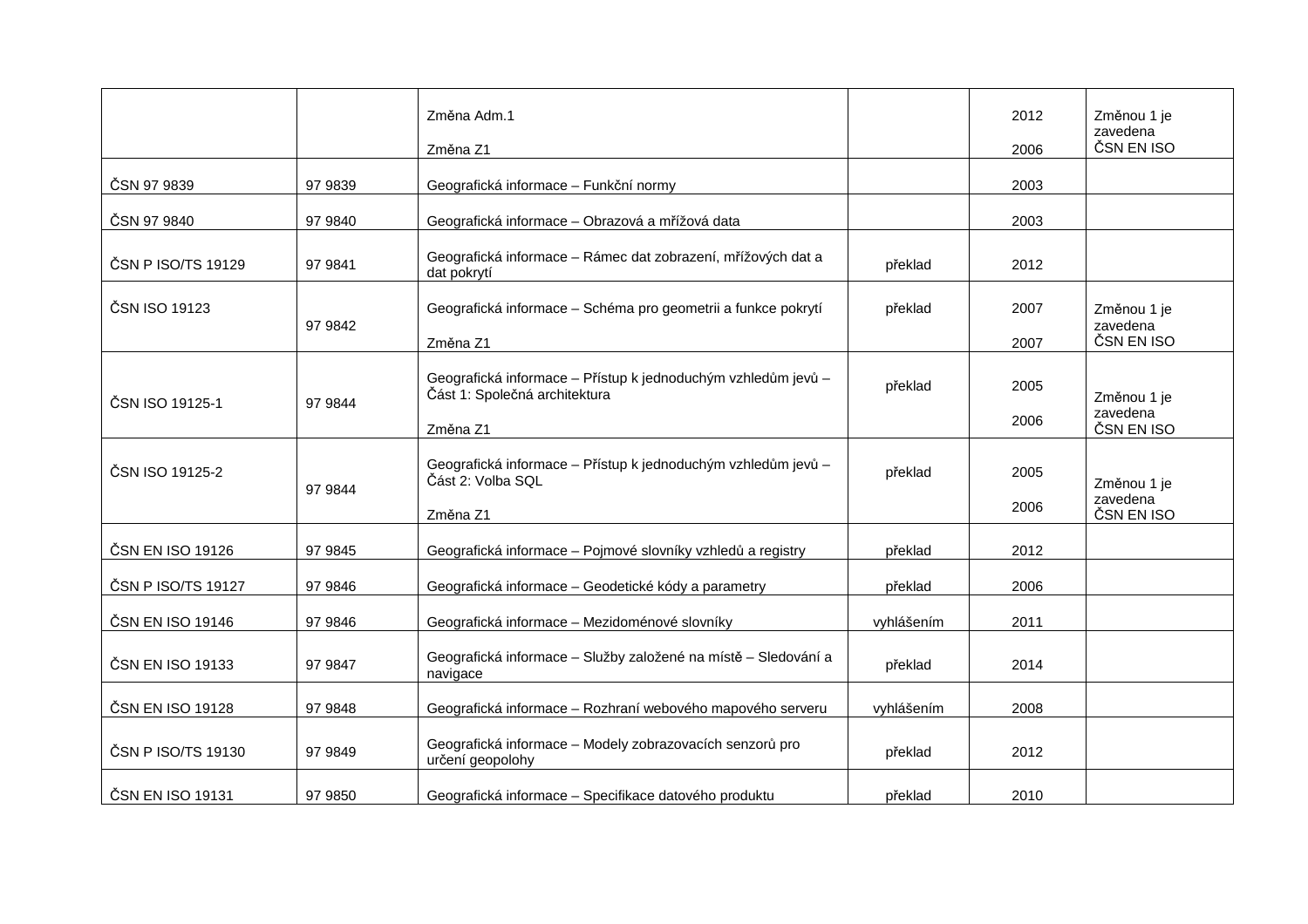| | | | | | |
|---|---|---|---|---|---|
| | | Změna Adm.1<br><br>Změna Z1 | | 2012<br><br>2006 | Změnou 1 je zavedena ČSN EN ISO |
| ČSN 97 9839 | 97 9839 | Geografická informace – Funkční normy | | 2003 | |
| ČSN 97 9840 | 97 9840 | Geografická informace – Obrazová a mřížová data | | 2003 | |
| ČSN P ISO/TS 19129 | 97 9841 | Geografická informace – Rámec dat zobrazení, mřížových dat a dat pokrytí | překlad | 2012 | |
| ČSN ISO 19123 | 97 9842 | Geografická informace – Schéma pro geometrii a funkce pokrytí<br><br>Změna Z1 | překlad | 2007<br><br>2007 | Změnou 1 je zavedena ČSN EN ISO |
| ČSN ISO 19125-1 | 97 9844 | Geografická informace – Přístup k jednoduchým vzhledům jevů – Část 1: Společná architektura<br><br>Změna Z1 | překlad | 2005<br><br>2006 | Změnou 1 je zavedena ČSN EN ISO |
| ČSN ISO 19125-2 | 97 9844 | Geografická informace – Přístup k jednoduchým vzhledům jevů – Část 2: Volba SQL<br><br>Změna Z1 | překlad | 2005<br><br>2006 | Změnou 1 je zavedena ČSN EN ISO |
| ČSN EN ISO 19126 | 97 9845 | Geografická informace – Pojmové slovníky vzhledů a registry | překlad | 2012 | |
| ČSN P ISO/TS 19127 | 97 9846 | Geografická informace – Geodetické kódy a parametry | překlad | 2006 | |
| ČSN EN ISO 19146 | 97 9846 | Geografická informace – Mezidoménové slovníky | vyhlášením | 2011 | |
| ČSN EN ISO 19133 | 97 9847 | Geografická informace – Služby založené na místě – Sledování a navigace | překlad | 2014 | |
| ČSN EN ISO 19128 | 97 9848 | Geografická informace – Rozhraní webového mapového serveru | vyhlášením | 2008 | |
| ČSN P ISO/TS 19130 | 97 9849 | Geografická informace – Modely zobrazovacích senzorů pro určení geopolohy | překlad | 2012 | |
| ČSN EN ISO 19131 | 97 9850 | Geografická informace – Specifikace datového produktu | překlad | 2010 | |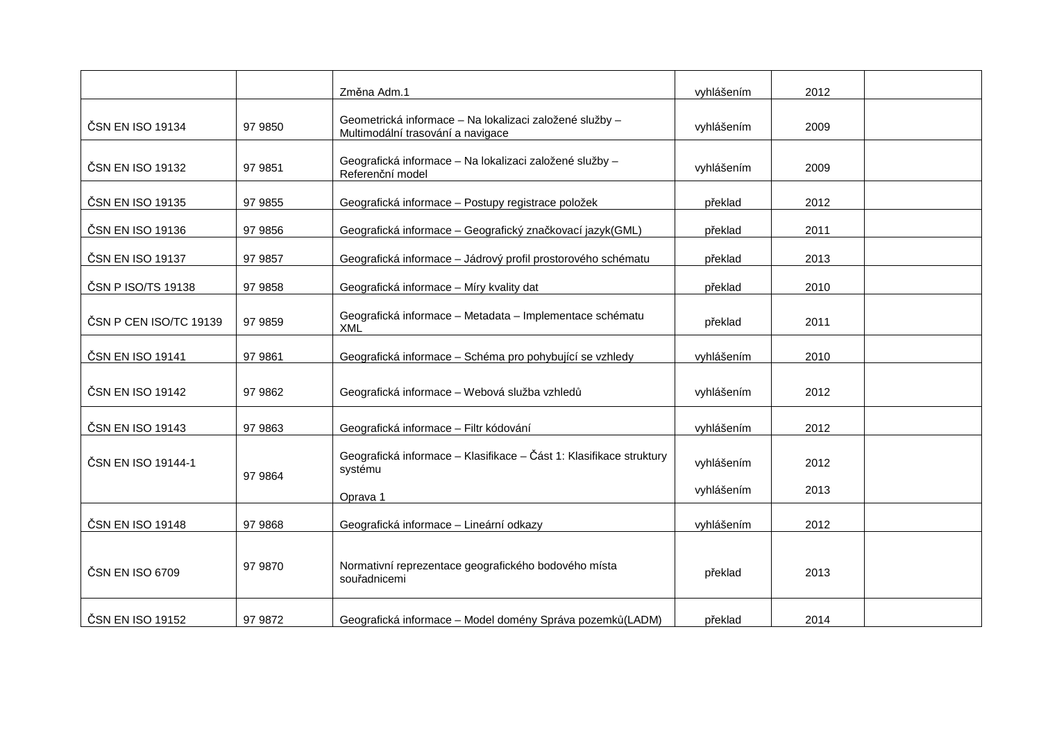| | | | | | |
|---|---|---|---|---|---|
| | | Změna Adm.1 | vyhlášením | 2012 | |
| ČSN EN ISO 19134 | 97 9850 | Geometrická informace – Na lokalizaci založené služby – Multimodální trasování a navigace | vyhlášením | 2009 | |
| ČSN EN ISO 19132 | 97 9851 | Geografická informace – Na lokalizaci založené služby – Referenční model | vyhlášením | 2009 | |
| ČSN EN ISO 19135 | 97 9855 | Geografická informace – Postupy registrace položek | překlad | 2012 | |
| ČSN EN ISO 19136 | 97 9856 | Geografická informace – Geografický značkovací jazyk(GML) | překlad | 2011 | |
| ČSN EN ISO 19137 | 97 9857 | Geografická informace – Jádrový profil prostorového schématu | překlad | 2013 | |
| ČSN P ISO/TS 19138 | 97 9858 | Geografická informace – Míry kvality dat | překlad | 2010 | |
| ČSN P CEN ISO/TC 19139 | 97 9859 | Geografická informace – Metadata – Implementace schématu XML | překlad | 2011 | |
| ČSN EN ISO 19141 | 97 9861 | Geografická informace – Schéma pro pohybující se vzhledy | vyhlášením | 2010 | |
| ČSN EN ISO 19142 | 97 9862 | Geografická informace – Webová služba vzhledů | vyhlášením | 2012 | |
| ČSN EN ISO 19143 | 97 9863 | Geografická informace – Filtr kódování | vyhlášením | 2012 | |
| ČSN EN ISO 19144-1 | 97 9864 | Geografická informace – Klasifikace – Část 1: Klasifikace struktury systému | vyhlášením | 2012 | |
| | | Oprava 1 | vyhlášením | 2013 | |
| ČSN EN ISO 19148 | 97 9868 | Geografická informace – Lineární odkazy | vyhlášením | 2012 | |
| ČSN EN ISO 6709 | 97 9870 | Normativní reprezentace geografického bodového místa souřadnicemi | překlad | 2013 | |
| ČSN EN ISO 19152 | 97 9872 | Geografická informace – Model domény Správa pozemků(LADM) | překlad | 2014 | |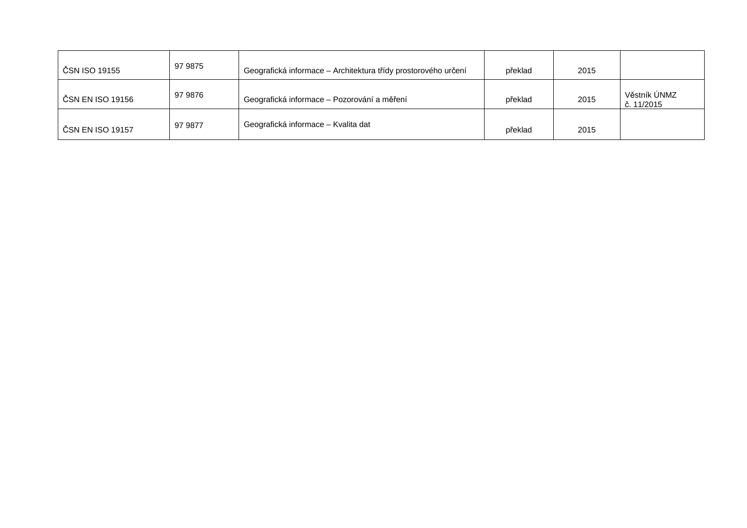| | | | | | |
|---|---|---|---|---|---|
| ČSN ISO 19155 | 97 9875 | Geografická informace – Architektura třídy prostorového určení | překlad | 2015 | |
| ČSN EN ISO 19156 | 97 9876 | Geografická informace – Pozorování a měření | překlad | 2015 | Věstník ÚNMZ č. 11/2015 |
| ČSN EN ISO 19157 | 97 9877 | Geografická informace – Kvalita dat | překlad | 2015 | |